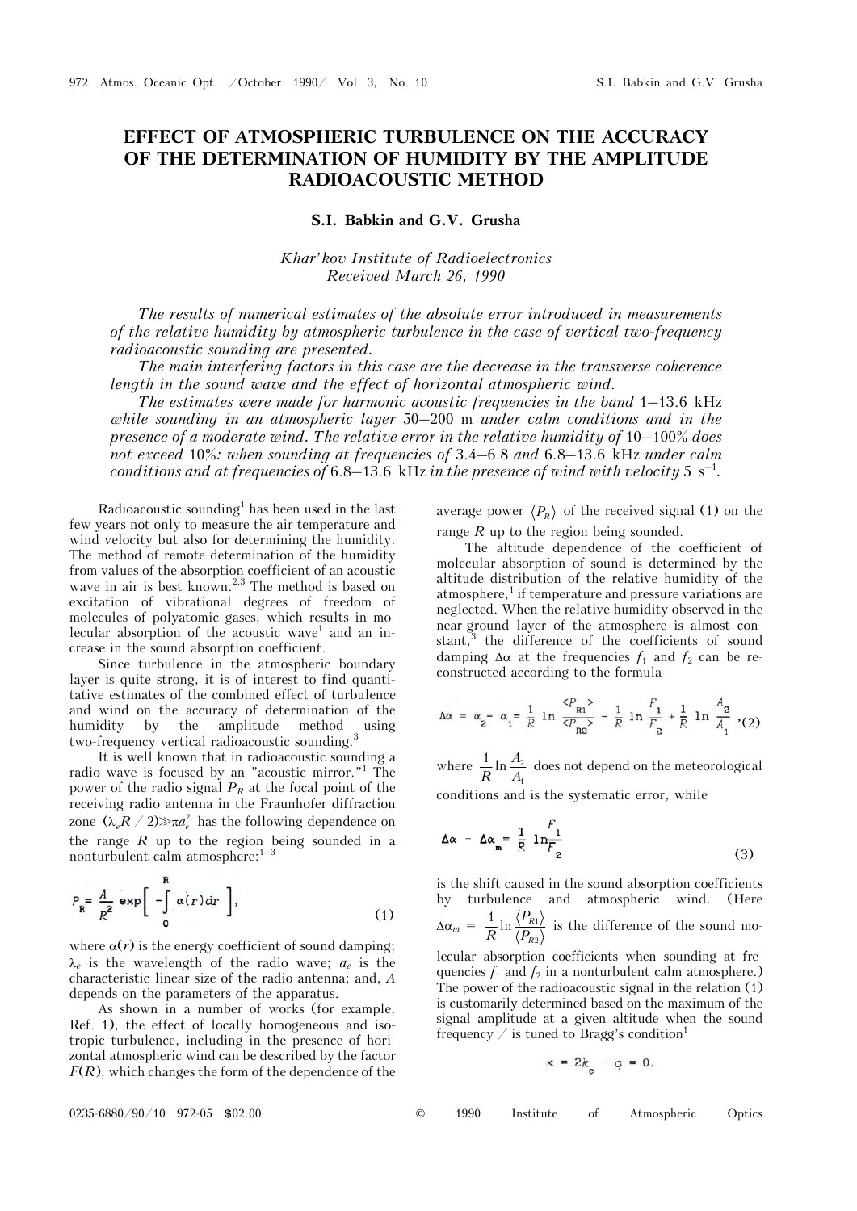# EFFECT OF ATMOSPHERIC TURBULENCE ON THE ACCURACY OF THE DETERMINATION OF HUMIDITY BY THE AMPLITUDE RADIOACOUSTIC METHOD

**S.I. Babkin and G.V. Grusha**

*Khar'kov Institute of Radioelectronics*
*Received March 26, 1990*

*The results of numerical estimates of the absolute error introduced in measurements of the relative humidity by atmospheric turbulence in the case of vertical two-frequency radioacoustic sounding are presented.*

*The main interfering factors in this case are the decrease in the transverse coherence length in the sound wave and the effect of horizontal atmospheric wind.*

*The estimates were made for harmonic acoustic frequencies in the band 1–13.6 kHz while sounding in an atmospheric layer 50–200 m under calm conditions and in the presence of a moderate wind. The relative error in the relative humidity of 10–100% does not exceed 10%: when sounding at frequencies of 3.4–6.8 and 6.8–13.6 kHz under calm conditions and at frequencies of 6.8–13.6 kHz in the presence of wind with velocity 5 $s^{-1}$.*

Radioacoustic sounding[1] has been used in the last few years not only to measure the air temperature and wind velocity but also for determining the humidity. The method of remote determination of the humidity from values of the absorption coefficient of an acoustic wave in air is best known.[2,3] The method is based on excitation of vibrational degrees of freedom of molecules of polyatomic gases, which results in molecular absorption of the acoustic wave[1] and an increase in the sound absorption coefficient.

Since turbulence in the atmospheric boundary layer is quite strong, it is of interest to find quantitative estimates of the combined effect of turbulence and wind on the accuracy of determination of the humidity by the amplitude method using two-frequency vertical radioacoustic sounding.[3]

It is well known that in radioacoustic sounding a radio wave is focused by an "acoustic mirror."[1] The power of the radio signal $P_R$ at the focal point of the receiving radio antenna in the Fraunhofer diffraction zone $(\lambda_e R/2) \gg \pi a_e^2$ has the following dependence on the range $R$ up to the region being sounded in a nonturbulent calm atmosphere:[1–3]

$$P_R = \frac{A}{R^2}\exp\left[-\int_0^R \alpha(r)dr\right], \tag{1}$$

where $\alpha(r)$ is the energy coefficient of sound damping; $\lambda_e$ is the wavelength of the radio wave; $a_e$ is the characteristic linear size of the radio antenna; and, $A$ depends on the parameters of the apparatus.

As shown in a number of works (for example, Ref. 1), the effect of locally homogeneous and isotropic turbulence, including in the presence of horizontal atmospheric wind can be described by the factor $F(R)$, which changes the form of the dependence of the average power $\langle P_R \rangle$ of the received signal (1) on the range $R$ up to the region being sounded.

The altitude dependence of the coefficient of molecular absorption of sound is determined by the altitude distribution of the relative humidity of the atmosphere,[1] if temperature and pressure variations are neglected. When the relative humidity observed in the near-ground layer of the atmosphere is almost constant,[3] the difference of the coefficients of sound damping $\Delta\alpha$ at the frequencies $f_1$ and $f_2$ can be reconstructed according to the formula

$$\Delta\alpha = \alpha_2 - \alpha_1 = \frac{1}{R}\ln\frac{\langle P_{R1}\rangle}{\langle P_{R2}\rangle} - \frac{1}{R}\ln\frac{F_1}{F_2} + \frac{1}{R}\ln\frac{A_2}{A_1}, \tag{2}$$

where $\frac{1}{R}\ln\frac{A_2}{A_1}$ does not depend on the meteorological conditions and is the systematic error, while

$$\Delta\alpha - \Delta\alpha_m = \frac{1}{R}\ln\frac{F_1}{F_2} \tag{3}$$

is the shift caused in the sound absorption coefficients by turbulence and atmospheric wind. (Here $\Delta\alpha_m = \frac{1}{R}\ln\frac{\langle P_{R1}\rangle}{\langle P_{R2}\rangle}$ is the difference of the sound molecular absorption coefficients when sounding at frequencies $f_1$ and $f_2$ in a nonturbulent calm atmosphere.) The power of the radioacoustic signal in the relation (1) is customarily determined based on the maximum of the signal amplitude at a given altitude when the sound frequency / is tuned to Bragg's condition[1]

$$\kappa = 2k_e - q = 0.$$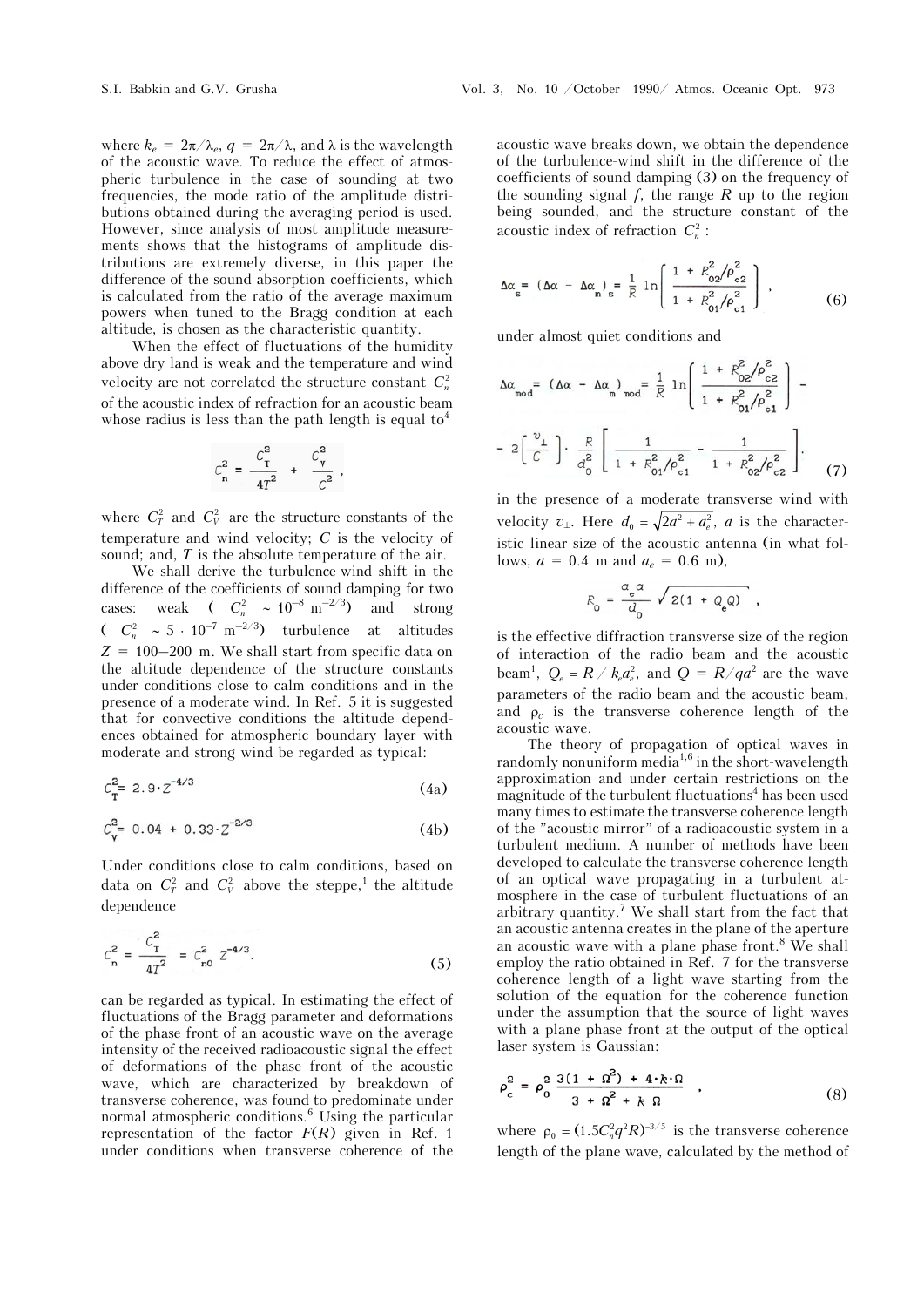where $k_e = 2\pi/\lambda_e$, $q = 2\pi/\lambda$, and $\lambda$ is the wavelength of the acoustic wave. To reduce the effect of atmospheric turbulence in the case of sounding at two frequencies, the mode ratio of the amplitude distributions obtained during the averaging period is used. However, since analysis of most amplitude measurements shows that the histograms of amplitude distributions are extremely diverse, in this paper the difference of the sound absorption coefficients, which is calculated from the ratio of the average maximum powers when tuned to the Bragg condition at each altitude, is chosen as the characteristic quantity.

When the effect of fluctuations of the humidity above dry land is weak and the temperature and wind velocity are not correlated the structure constant $C_n^2$ of the acoustic index of refraction for an acoustic beam whose radius is less than the path length is equal to[4]

$$C_n^2 = \frac{C_T^2}{4T^2} + \frac{C_V^2}{C^2},$$

where $C_T^2$ and $C_V^2$ are the structure constants of the temperature and wind velocity; $C$ is the velocity of sound; and, $T$ is the absolute temperature of the air.

We shall derive the turbulence-wind shift in the difference of the coefficients of sound damping for two cases: weak ($C_n^2 \sim 10^{-8}\ \text{m}^{-2/3}$) and strong ($C_n^2 \sim 5\cdot 10^{-7}\ \text{m}^{-2/3}$) turbulence at altitudes $Z = 100$–$200$ m. We shall start from specific data on the altitude dependence of the structure constants under conditions close to calm conditions and in the presence of a moderate wind. In Ref. 5 it is suggested that for convective conditions the altitude dependences obtained for atmospheric boundary layer with moderate and strong wind be regarded as typical:

$$C_T^2 = 2.9\cdot Z^{-4/3} \tag{4a}$$

$$C_V^2 = 0.04 + 0.33\cdot Z^{-2/3} \tag{4b}$$

Under conditions close to calm conditions, based on data on $C_T^2$ and $C_V^2$ above the steppe,[1] the altitude dependence

$$C_n^2 = \frac{C_T^2}{4T^2} = C_{n0}^2\ Z^{-4/3}. \tag{5}$$

can be regarded as typical. In estimating the effect of fluctuations of the Bragg parameter and deformations of the phase front of an acoustic wave on the average intensity of the received radioacoustic signal the effect of deformations of the phase front of the acoustic wave, which are characterized by breakdown of transverse coherence, was found to predominate under normal atmospheric conditions.[6] Using the particular representation of the factor $F(R)$ given in Ref. 1 under conditions when transverse coherence of the acoustic wave breaks down, we obtain the dependence of the turbulence-wind shift in the difference of the coefficients of sound damping (3) on the frequency of the sounding signal $f$, the range $R$ up to the region being sounded, and the structure constant of the acoustic index of refraction $C_n^2$:

$$\Delta\alpha_s = (\Delta\alpha - \Delta\alpha_m)_s = \frac{1}{R}\ln\left(\frac{1 + R_{02}^2/\rho_{c2}^2}{1 + R_{01}^2/\rho_{c1}^2}\right), \tag{6}$$

under almost quiet conditions and

$$\Delta\alpha_{mod} = (\Delta\alpha - \Delta\alpha_m)_{mod} = \frac{1}{R}\ln\left(\frac{1 + R_{02}^2/\rho_{c2}^2}{1 + R_{01}^2/\rho_{c1}^2}\right) - 2\left[\frac{v_\perp}{C}\right]\cdot\frac{R}{d_0^2}\left[\frac{1}{1 + R_{01}^2/\rho_{c1}^2} - \frac{1}{1 + R_{02}^2/\rho_{c2}^2}\right]. \tag{7}$$

in the presence of a moderate transverse wind with velocity $v_\perp$. Here $d_0 = \sqrt{2a^2 + a_e^2}$, $a$ is the characteristic linear size of the acoustic antenna (in what follows, $a = 0.4$ m and $a_e = 0.6$ m),

$$R_0 = \frac{a_e a}{d_0}\sqrt{2(1 + Q_e Q)},$$

is the effective diffraction transverse size of the region of interaction of the radio beam and the acoustic beam[1], $Q_e = R/k_e a_e^2$, and $Q = R/qa^2$ are the wave parameters of the radio beam and the acoustic beam, and $\rho_c$ is the transverse coherence length of the acoustic wave.

The theory of propagation of optical waves in randomly nonuniform media[1,6] in the short-wavelength approximation and under certain restrictions on the magnitude of the turbulent fluctuations[4] has been used many times to estimate the transverse coherence length of the "acoustic mirror" of a radioacoustic system in a turbulent medium. A number of methods have been developed to calculate the transverse coherence length of an optical wave propagating in a turbulent atmosphere in the case of turbulent fluctuations of an arbitrary quantity.[7] We shall start from the fact that an acoustic antenna creates in the plane of the aperture an acoustic wave with a plane phase front.[8] We shall employ the ratio obtained in Ref. 7 for the transverse coherence length of a light wave starting from the solution of the equation for the coherence function under the assumption that the source of light waves with a plane phase front at the output of the optical laser system is Gaussian:

$$\rho_c^2 = \rho_0^2\,\frac{3(1 + \Omega^2) + 4\cdot k\cdot\Omega}{3 + \Omega^2 + k\,\Omega}, \tag{8}$$

where $\rho_0 = (1.5C_n^2 q^2 R)^{-3/5}$ is the transverse coherence length of the plane wave, calculated by the method of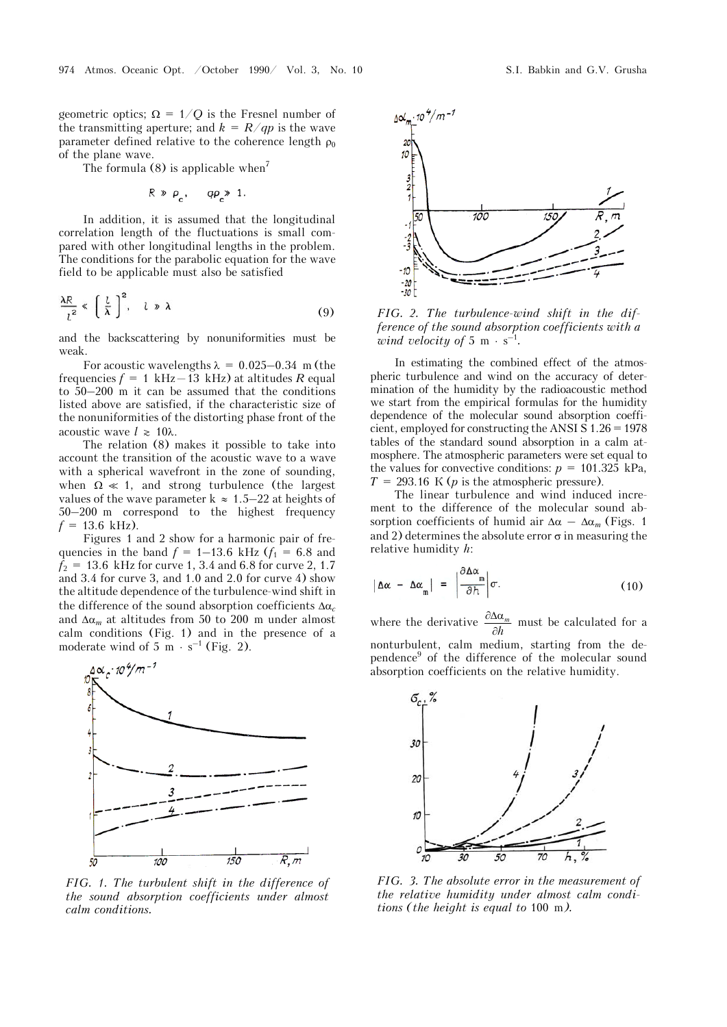geometric optics; $\Omega = 1/Q$ is the Fresnel number of the transmitting aperture; and $k = R/q\rho$ is the wave parameter defined relative to the coherence length $\rho_0$ of the plane wave.

The formula (8) is applicable when[7]

$$R \gg \rho_c, \quad q\rho_c \gg 1.$$

In addition, it is assumed that the longitudinal correlation length of the fluctuations is small compared with other longitudinal lengths in the problem. The conditions for the parabolic equation for the wave field to be applicable must also be satisfied

$$\frac{\lambda R}{l^2} \ll \left[\frac{l}{\lambda}\right]^2, \quad l \gg \lambda \tag{9}$$

and the backscattering by nonuniformities must be weak.

For acoustic wavelengths $\lambda = 0.025–0.34$ m (the frequencies $f = 1$ kHz – 13 kHz) at altitudes $R$ equal to 50–200 m it can be assumed that the conditions listed above are satisfied, if the characteristic size of the nonuniformities of the distorting phase front of the acoustic wave $l \gtrsim 10\lambda$.

The relation (8) makes it possible to take into account the transition of the acoustic wave to a wave with a spherical wavefront in the zone of sounding, when $\Omega \ll 1$, and strong turbulence (the largest values of the wave parameter $k \approx 1.5–22$ at heights of 50–200 m correspond to the highest frequency $f = 13.6$ kHz).

Figures 1 and 2 show for a harmonic pair of frequencies in the band $f = 1–13.6$ kHz ($f_1 = 6.8$ and $f_2 = 13.6$ kHz for curve 1, 3.4 and 6.8 for curve 2, 1.7 and 3.4 for curve 3, and 1.0 and 2.0 for curve 4) show the altitude dependence of the turbulence-wind shift in the difference of the sound absorption coefficients $\Delta\alpha_c$ and $\Delta\alpha_m$ at altitudes from 50 to 200 m under almost calm conditions (Fig. 1) and in the presence of a moderate wind of 5 m · s$^{-1}$ (Fig. 2).

*FIG. 1. The turbulent shift in the difference of the sound absorption coefficients under almost calm conditions.*

*FIG. 2. The turbulence-wind shift in the difference of the sound absorption coefficients with a wind velocity of* 5 m · s$^{-1}$.

In estimating the combined effect of the atmospheric turbulence and wind on the accuracy of determination of the humidity by the radioacoustic method we start from the empirical formulas for the humidity dependence of the molecular sound absorption coefficient, employed for constructing the ANSI S 1.26 = 1978 tables of the standard sound absorption in a calm atmosphere. The atmospheric parameters were set equal to the values for convective conditions: $p = 101.325$ kPa, $T = 293.16$ K ($p$ is the atmospheric pressure).

The linear turbulence and wind induced increment to the difference of the molecular sound absorption coefficients of humid air $\Delta\alpha - \Delta\alpha_m$ (Figs. 1 and 2) determines the absolute error $\sigma$ in measuring the relative humidity $h$:

$$\left|\Delta\alpha - \Delta\alpha_m\right| = \left|\frac{\partial \Delta\alpha_m}{\partial h}\right|\sigma. \tag{10}$$

where the derivative $\frac{\partial \Delta\alpha_m}{\partial h}$ must be calculated for a nonturbulent, calm medium, starting from the dependence[9] of the difference of the molecular sound absorption coefficients on the relative humidity.

*FIG. 3. The absolute error in the measurement of the relative humidity under almost calm conditions (the height is equal to* 100 m*).*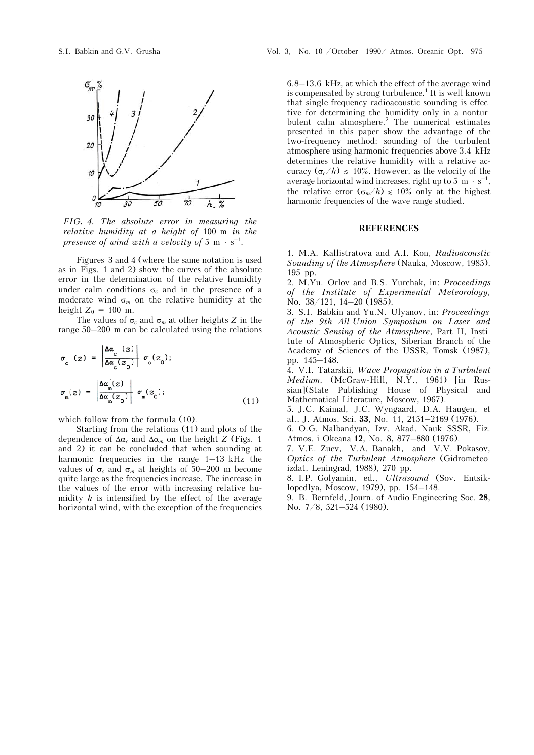$\sigma_m$, %

30

20

10

0

10 30 50 70 $h$, %

1 2 3 4

*FIG. 4. The absolute error in measuring the relative humidity at a height of* 100 m *in the presence of wind with a velocity of* 5 m · s$^{-1}$.

Figures 3 and 4 (where the same notation is used as in Figs. 1 and 2) show the curves of the absolute error in the determination of the relative humidity under calm conditions $\sigma_c$ and in the presence of a moderate wind $\sigma_m$ on the relative humidity at the height $Z_0$ = 100 m.

The values of $\sigma_c$ and $\sigma_m$ at other heights $Z$ in the range 50–200 m can be calculated using the relations

$$\sigma_c(z) = \left|\frac{\Delta\alpha_c(z)}{\Delta\alpha_c(z_0)}\right| \sigma_c(z_0);$$

$$\sigma_m(z) = \left|\frac{\Delta\alpha_m(z)}{\Delta\alpha_m(z_0)}\right| \sigma_m(z_0); \tag{11}$$

which follow from the formula (10).

Starting from the relations (11) and plots of the dependence of $\Delta\alpha_c$ and $\Delta\alpha_m$ on the height $Z$ (Figs. 1 and 2) it can be concluded that when sounding at harmonic frequencies in the range 1–13 kHz the values of $\sigma_c$ and $\sigma_m$ at heights of 50–200 m become quite large as the frequencies increase. The increase in the values of the error with increasing relative humidity $h$ is intensified by the effect of the average horizontal wind, with the exception of the frequencies 6.8–13.6 kHz, at which the effect of the average wind is compensated by strong turbulence.[1] It is well known that single-frequency radioacoustic sounding is effective for determining the humidity only in a nonturbulent calm atmosphere.[2] The numerical estimates presented in this paper show the advantage of the two-frequency method: sounding of the turbulent atmosphere using harmonic frequencies above 3.4 kHz determines the relative humidity with a relative accuracy $(\sigma_c/h) \lesssim 10\%$. However, as the velocity of the average horizontal wind increases, right up to 5 m · s$^{-1}$, the relative error $(\sigma_m/h) \lesssim 10\%$ only at the highest harmonic frequencies of the wave range studied.

## REFERENCES

1. M.A. Kallistratova and A.I. Kon, *Radioacoustic Sounding of the Atmosphere* (Nauka, Moscow, 1985), 195 pp.
2. M.Yu. Orlov and B.S. Yurchak, in: *Proceedings of the Institute of Experimental Meteorology,* No. 38/121, 14–20 (1985).
3. S.I. Babkin and Yu.N. Ulyanov, in: *Proceedings of the 9th All-Union Symposium on Laser and Acoustic Sensing of the Atmosphere*, Part II, Institute of Atmospheric Optics, Siberian Branch of the Academy of Sciences of the USSR, Tomsk (1987), pp. 145–148.
4. V.I. Tatarskii, *Wave Propagation in a Turbulent Medium*, (McGraw-Hill, N.Y., 1961) [in Russian](State Publishing House of Physical and Mathematical Literature, Moscow, 1967).
5. J.C. Kaimal, J.C. Wyngaard, D.A. Haugen, et al., J. Atmos. Sci. **33**, No. 11, 2151–2169 (1976).
6. O.G. Nalbandyan, Izv. Akad. Nauk SSSR, Fiz. Atmos. i Okeana **12**, No. 8, 877–880 (1976).
7. V.E. Zuev, V.A. Banakh, and V.V. Pokasov, *Optics of the Turbulent Atmosphere* (Gidrometeoizdat, Leningrad, 1988), 270 pp.
8. I.P. Golyamin, ed., *Ultrasound* (Sov. Entsiklopedlya, Moscow, 1979), pp. 154–148.
9. B. Bernfeld, Journ. of Audio Engineering Soc. **28**, No. 7/8, 521–524 (1980).